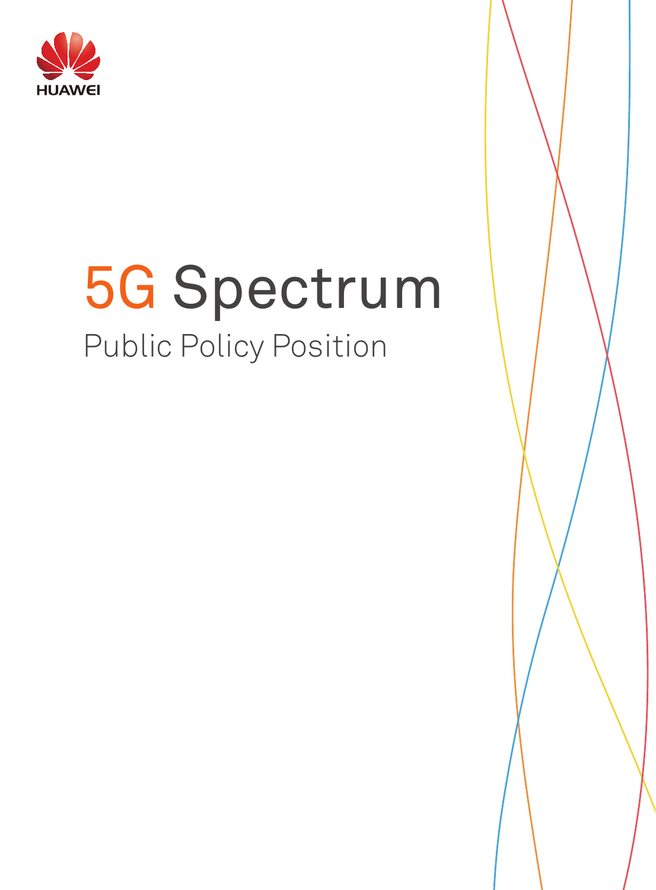HUAWEI

# 5G Spectrum

## Public Policy Position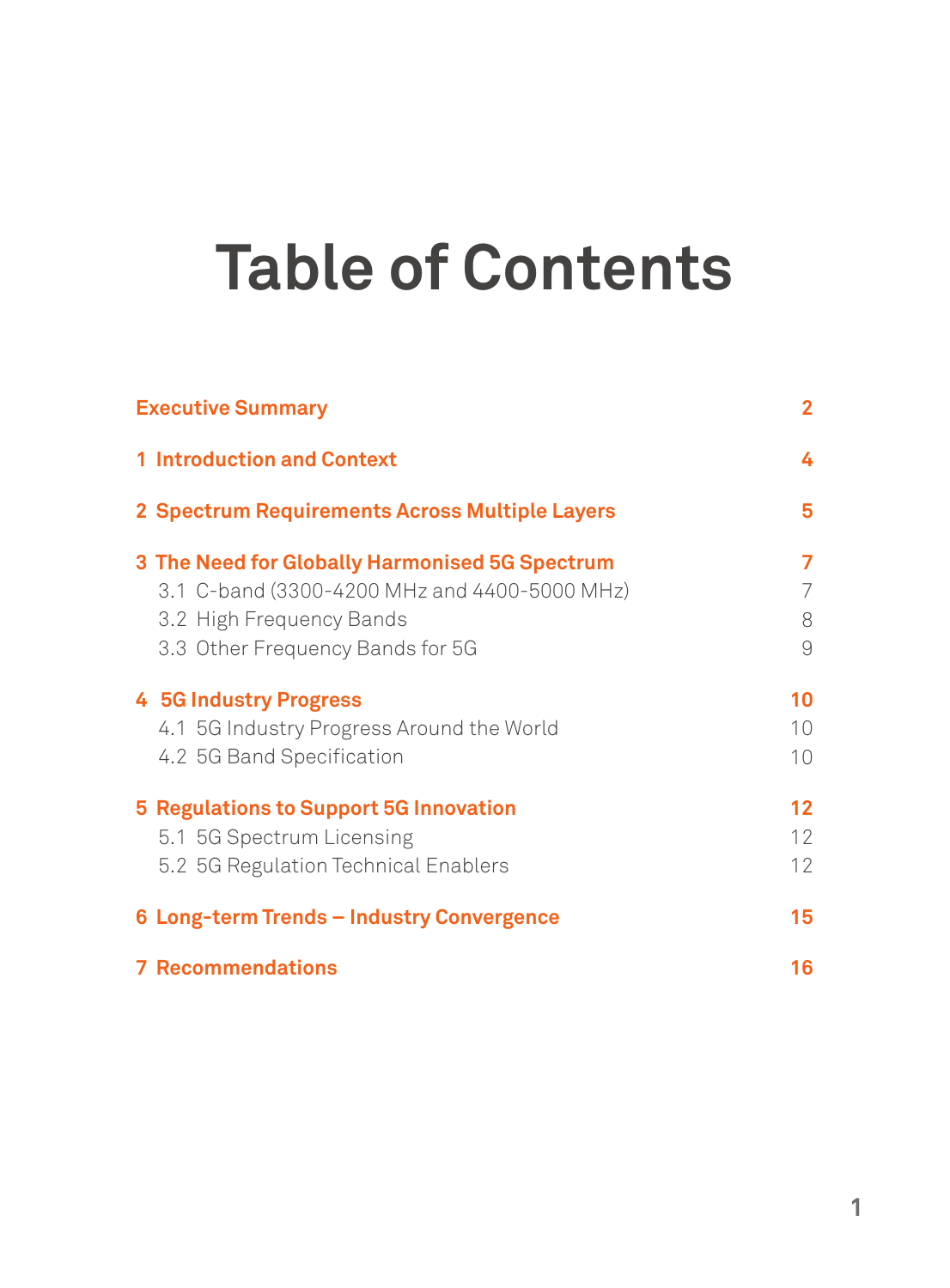# Table of Contents

| | |
|---|---|
| **Executive Summary** | **2** |
| **1 Introduction and Context** | **4** |
| **2 Spectrum Requirements Across Multiple Layers** | **5** |
| **3 The Need for Globally Harmonised 5G Spectrum** | **7** |
| 3.1 C-band (3300-4200 MHz and 4400-5000 MHz) | 7 |
| 3.2 High Frequency Bands | 8 |
| 3.3 Other Frequency Bands for 5G | 9 |
| **4 5G Industry Progress** | **10** |
| 4.1 5G Industry Progress Around the World | 10 |
| 4.2 5G Band Specification | 10 |
| **5 Regulations to Support 5G Innovation** | **12** |
| 5.1 5G Spectrum Licensing | 12 |
| 5.2 5G Regulation Technical Enablers | 12 |
| **6 Long-term Trends – Industry Convergence** | **15** |
| **7 Recommendations** | **16** |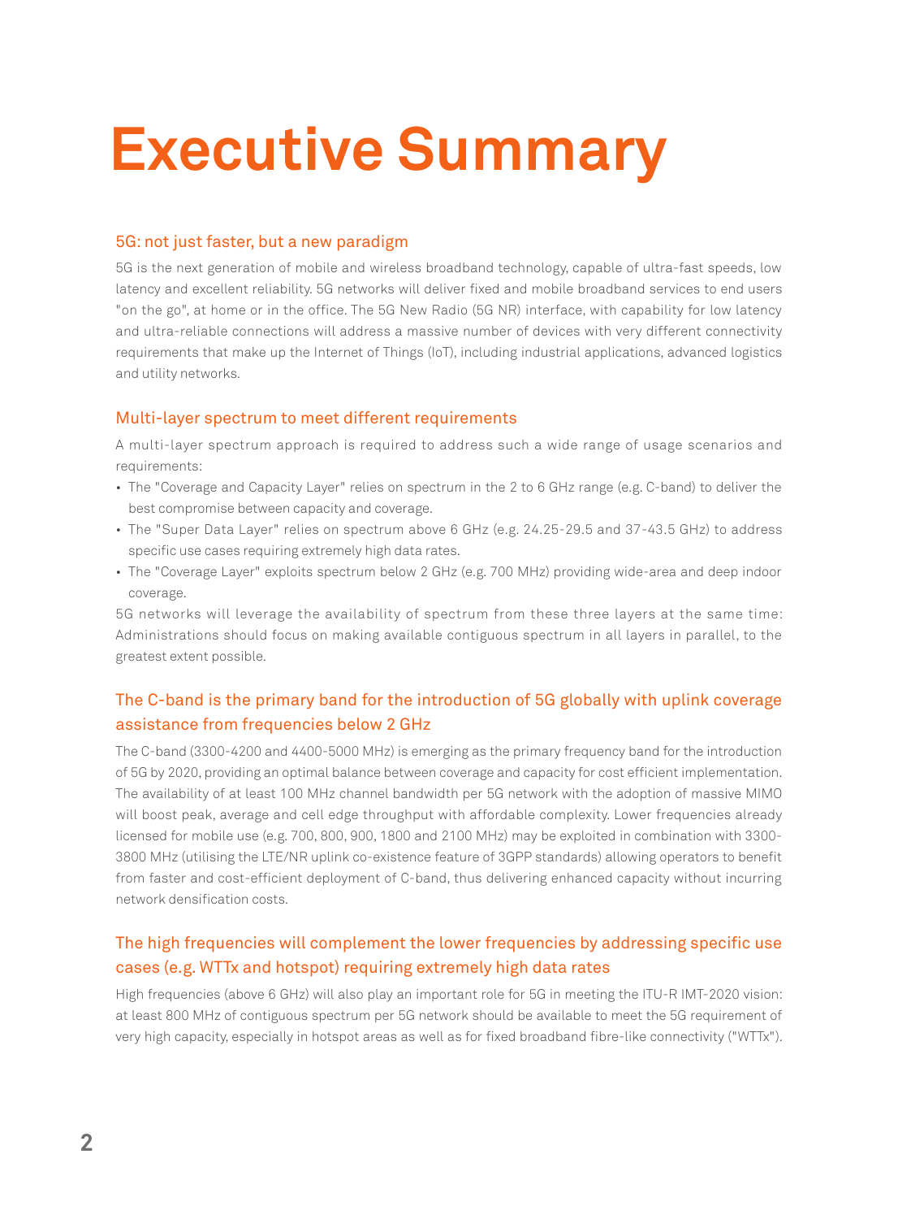# Executive Summary

## 5G: not just faster, but a new paradigm

5G is the next generation of mobile and wireless broadband technology, capable of ultra-fast speeds, low latency and excellent reliability. 5G networks will deliver fixed and mobile broadband services to end users "on the go", at home or in the office. The 5G New Radio (5G NR) interface, with capability for low latency and ultra-reliable connections will address a massive number of devices with very different connectivity requirements that make up the Internet of Things (IoT), including industrial applications, advanced logistics and utility networks.

## Multi-layer spectrum to meet different requirements

A multi-layer spectrum approach is required to address such a wide range of usage scenarios and requirements:

- The "Coverage and Capacity Layer" relies on spectrum in the 2 to 6 GHz range (e.g. C-band) to deliver the best compromise between capacity and coverage.
- The "Super Data Layer" relies on spectrum above 6 GHz (e.g. 24.25-29.5 and 37-43.5 GHz) to address specific use cases requiring extremely high data rates.
- The "Coverage Layer" exploits spectrum below 2 GHz (e.g. 700 MHz) providing wide-area and deep indoor coverage.

5G networks will leverage the availability of spectrum from these three layers at the same time: Administrations should focus on making available contiguous spectrum in all layers in parallel, to the greatest extent possible.

## The C-band is the primary band for the introduction of 5G globally with uplink coverage assistance from frequencies below 2 GHz

The C-band (3300-4200 and 4400-5000 MHz) is emerging as the primary frequency band for the introduction of 5G by 2020, providing an optimal balance between coverage and capacity for cost efficient implementation. The availability of at least 100 MHz channel bandwidth per 5G network with the adoption of massive MIMO will boost peak, average and cell edge throughput with affordable complexity. Lower frequencies already licensed for mobile use (e.g. 700, 800, 900, 1800 and 2100 MHz) may be exploited in combination with 3300-3800 MHz (utilising the LTE/NR uplink co-existence feature of 3GPP standards) allowing operators to benefit from faster and cost-efficient deployment of C-band, thus delivering enhanced capacity without incurring network densification costs.

## The high frequencies will complement the lower frequencies by addressing specific use cases (e.g. WTTx and hotspot) requiring extremely high data rates

High frequencies (above 6 GHz) will also play an important role for 5G in meeting the ITU-R IMT-2020 vision: at least 800 MHz of contiguous spectrum per 5G network should be available to meet the 5G requirement of very high capacity, especially in hotspot areas as well as for fixed broadband fibre-like connectivity ("WTTx").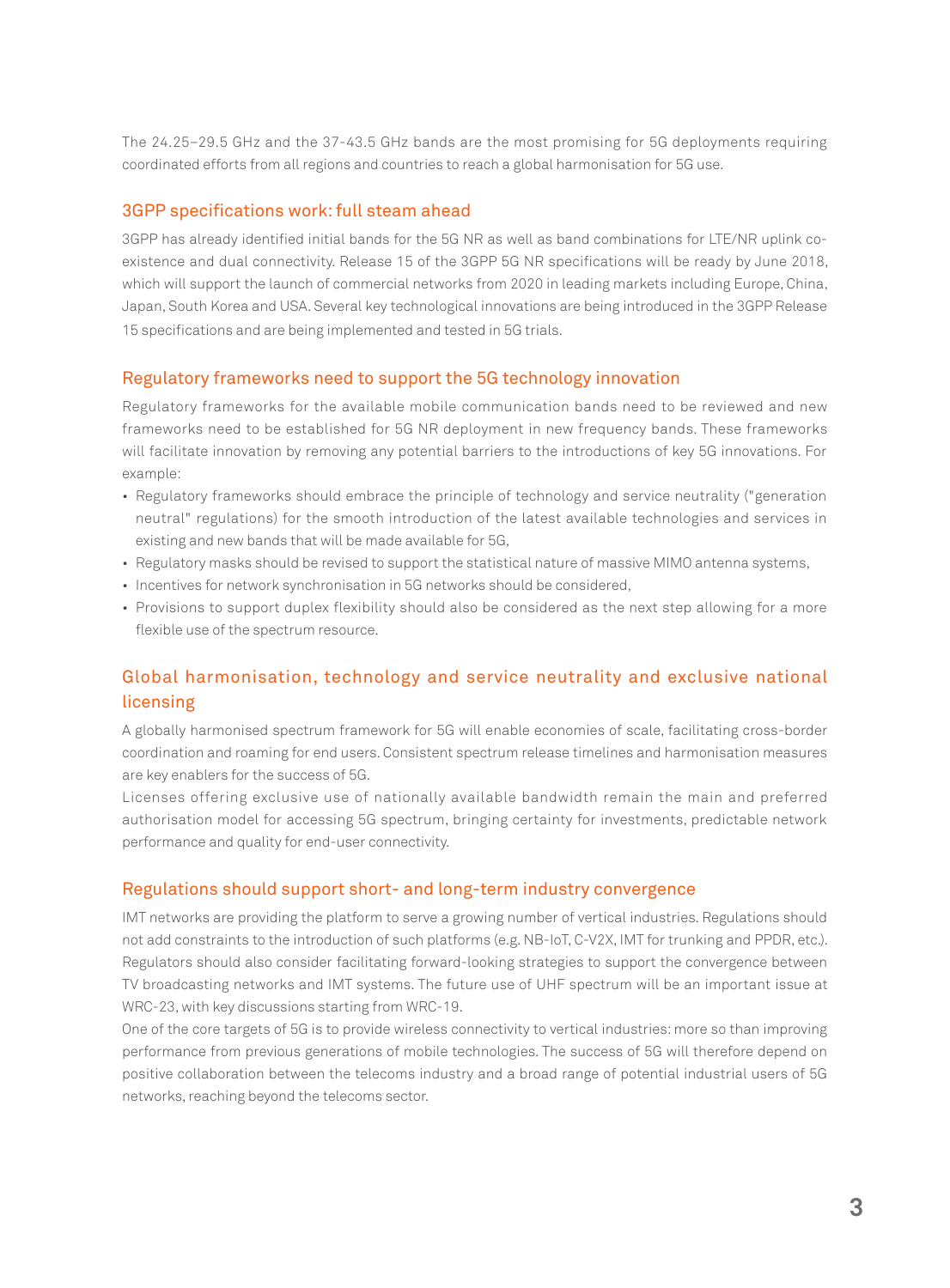The 24.25–29.5 GHz and the 37-43.5 GHz bands are the most promising for 5G deployments requiring coordinated efforts from all regions and countries to reach a global harmonisation for 5G use.

## 3GPP specifications work: full steam ahead

3GPP has already identified initial bands for the 5G NR as well as band combinations for LTE/NR uplink co-existence and dual connectivity. Release 15 of the 3GPP 5G NR specifications will be ready by June 2018, which will support the launch of commercial networks from 2020 in leading markets including Europe, China, Japan, South Korea and USA. Several key technological innovations are being introduced in the 3GPP Release 15 specifications and are being implemented and tested in 5G trials.

## Regulatory frameworks need to support the 5G technology innovation

Regulatory frameworks for the available mobile communication bands need to be reviewed and new frameworks need to be established for 5G NR deployment in new frequency bands. These frameworks will facilitate innovation by removing any potential barriers to the introductions of key 5G innovations. For example:

- Regulatory frameworks should embrace the principle of technology and service neutrality ("generation neutral" regulations) for the smooth introduction of the latest available technologies and services in existing and new bands that will be made available for 5G,
- Regulatory masks should be revised to support the statistical nature of massive MIMO antenna systems,
- Incentives for network synchronisation in 5G networks should be considered,
- Provisions to support duplex flexibility should also be considered as the next step allowing for a more flexible use of the spectrum resource.

## Global harmonisation, technology and service neutrality and exclusive national licensing

A globally harmonised spectrum framework for 5G will enable economies of scale, facilitating cross-border coordination and roaming for end users. Consistent spectrum release timelines and harmonisation measures are key enablers for the success of 5G.

Licenses offering exclusive use of nationally available bandwidth remain the main and preferred authorisation model for accessing 5G spectrum, bringing certainty for investments, predictable network performance and quality for end-user connectivity.

## Regulations should support short- and long-term industry convergence

IMT networks are providing the platform to serve a growing number of vertical industries. Regulations should not add constraints to the introduction of such platforms (e.g. NB-IoT, C-V2X, IMT for trunking and PPDR, etc.). Regulators should also consider facilitating forward-looking strategies to support the convergence between TV broadcasting networks and IMT systems. The future use of UHF spectrum will be an important issue at WRC-23, with key discussions starting from WRC-19.

One of the core targets of 5G is to provide wireless connectivity to vertical industries: more so than improving performance from previous generations of mobile technologies. The success of 5G will therefore depend on positive collaboration between the telecoms industry and a broad range of potential industrial users of 5G networks, reaching beyond the telecoms sector.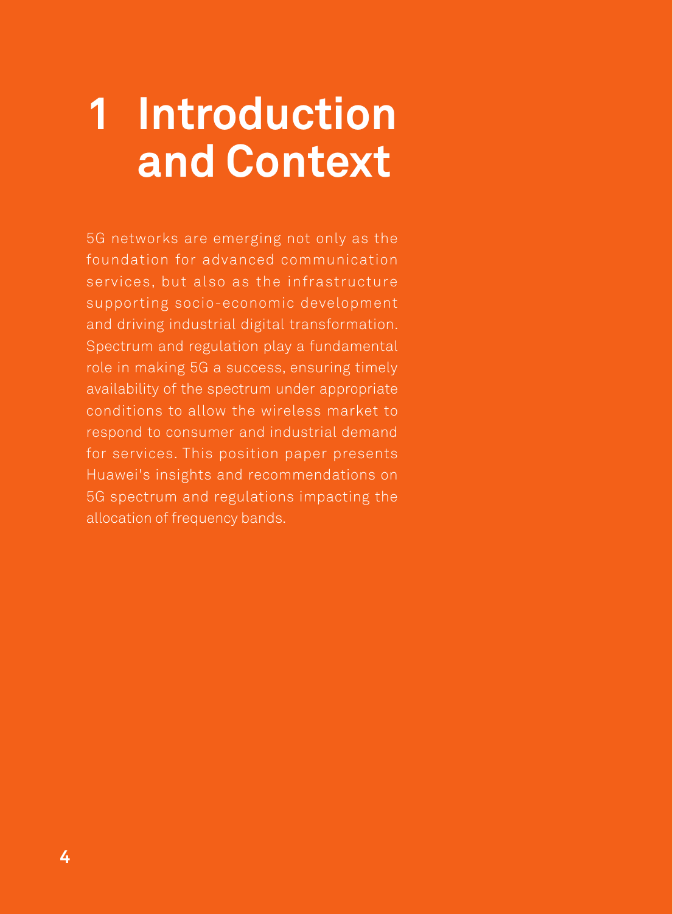# 1 Introduction and Context

5G networks are emerging not only as the foundation for advanced communication services, but also as the infrastructure supporting socio-economic development and driving industrial digital transformation. Spectrum and regulation play a fundamental role in making 5G a success, ensuring timely availability of the spectrum under appropriate conditions to allow the wireless market to respond to consumer and industrial demand for services. This position paper presents Huawei's insights and recommendations on 5G spectrum and regulations impacting the allocation of frequency bands.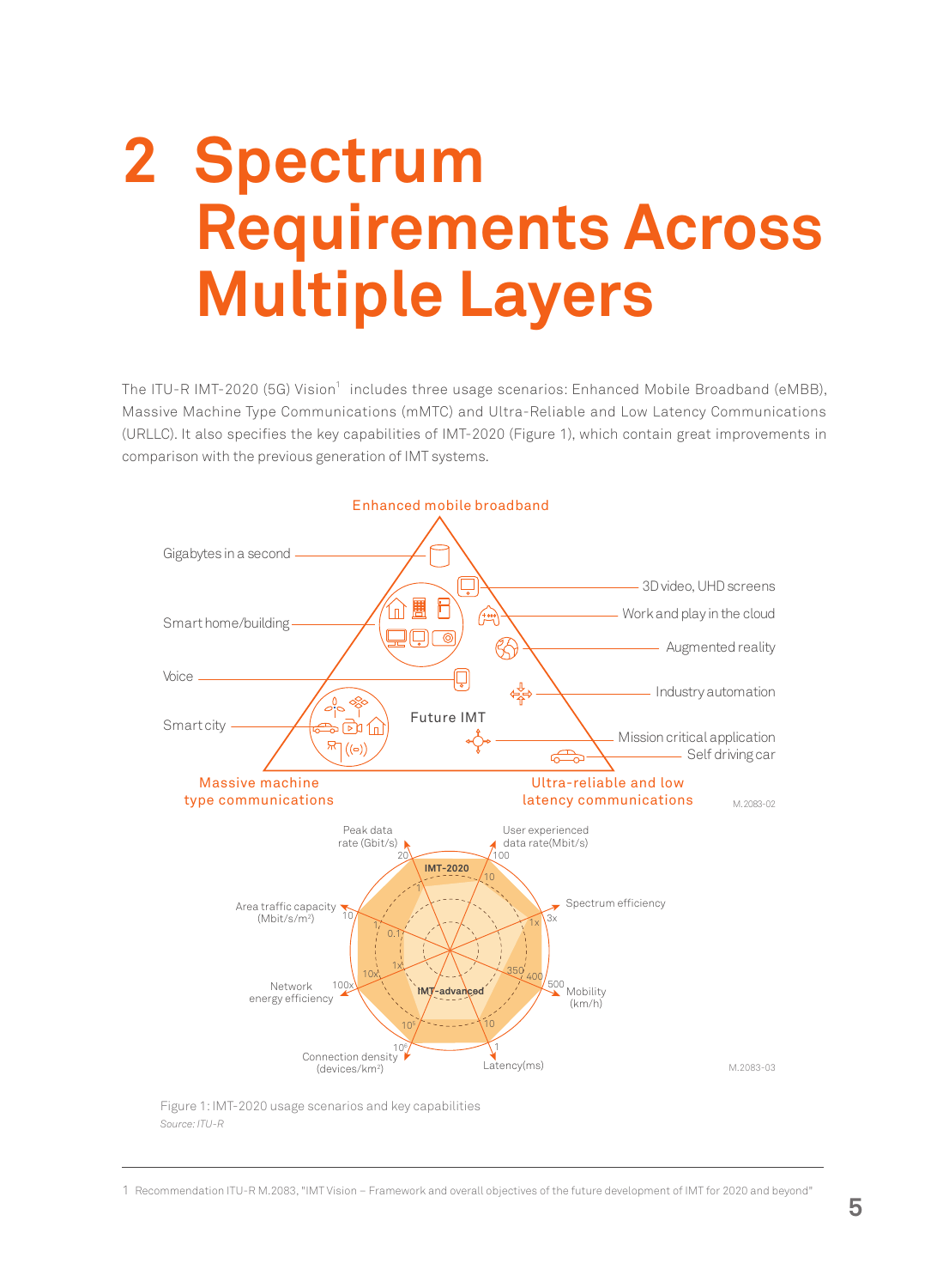# 2 Spectrum Requirements Across Multiple Layers

The ITU-R IMT-2020 (5G) Vision[1] includes three usage scenarios: Enhanced Mobile Broadband (eMBB), Massive Machine Type Communications (mMTC) and Ultra-Reliable and Low Latency Communications (URLLC). It also specifies the key capabilities of IMT-2020 (Figure 1), which contain great improvements in comparison with the previous generation of IMT systems.

Figure 1: IMT-2020 usage scenarios and key capabilities

*Source: ITU-R*

---

1 Recommendation ITU-R M.2083, "IMT Vision – Framework and overall objectives of the future development of IMT for 2020 and beyond"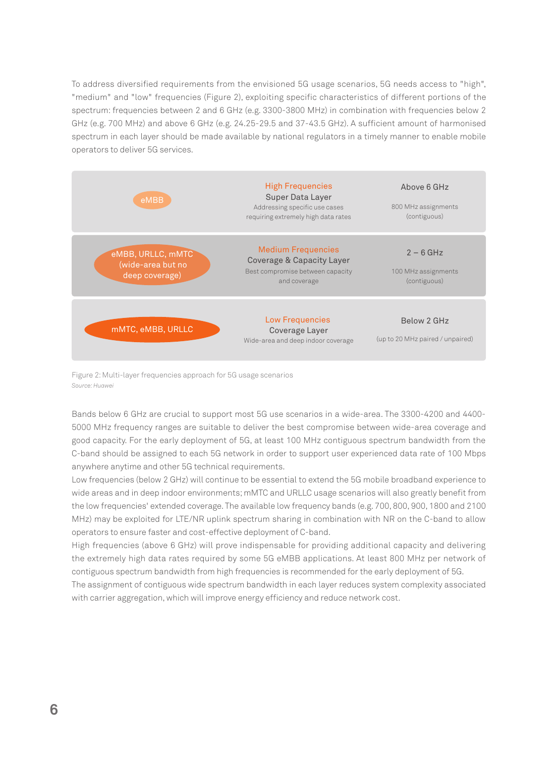To address diversified requirements from the envisioned 5G usage scenarios, 5G needs access to "high", "medium" and "low" frequencies (Figure 2), exploiting specific characteristics of different portions of the spectrum: frequencies between 2 and 6 GHz (e.g. 3300-3800 MHz) in combination with frequencies below 2 GHz (e.g. 700 MHz) and above 6 GHz (e.g. 24.25-29.5 and 37-43.5 GHz). A sufficient amount of harmonised spectrum in each layer should be made available by national regulators in a timely manner to enable mobile operators to deliver 5G services.

| Usage scenarios | Layer | Frequency range |
|---|---|---|
| eMBB | **High Frequencies**<br>Super Data Layer<br>Addressing specific use cases requiring extremely high data rates | Above 6 GHz<br>800 MHz assignments (contiguous) |
| eMBB, URLLC, mMTC (wide-area but no deep coverage) | **Medium Frequencies**<br>Coverage & Capacity Layer<br>Best compromise between capacity and coverage | 2 – 6 GHz<br>100 MHz assignments (contiguous) |
| mMTC, eMBB, URLLC | **Low Frequencies**<br>Coverage Layer<br>Wide-area and deep indoor coverage | Below 2 GHz<br>(up to 20 MHz paired / unpaired) |

Figure 2: Multi-layer frequencies approach for 5G usage scenarios
*Source: Huawei*

Bands below 6 GHz are crucial to support most 5G use scenarios in a wide-area. The 3300-4200 and 4400-5000 MHz frequency ranges are suitable to deliver the best compromise between wide-area coverage and good capacity. For the early deployment of 5G, at least 100 MHz contiguous spectrum bandwidth from the C-band should be assigned to each 5G network in order to support user experienced data rate of 100 Mbps anywhere anytime and other 5G technical requirements.

Low frequencies (below 2 GHz) will continue to be essential to extend the 5G mobile broadband experience to wide areas and in deep indoor environments; mMTC and URLLC usage scenarios will also greatly benefit from the low frequencies' extended coverage. The available low frequency bands (e.g. 700, 800, 900, 1800 and 2100 MHz) may be exploited for LTE/NR uplink spectrum sharing in combination with NR on the C-band to allow operators to ensure faster and cost-effective deployment of C-band.

High frequencies (above 6 GHz) will prove indispensable for providing additional capacity and delivering the extremely high data rates required by some 5G eMBB applications. At least 800 MHz per network of contiguous spectrum bandwidth from high frequencies is recommended for the early deployment of 5G.

The assignment of contiguous wide spectrum bandwidth in each layer reduces system complexity associated with carrier aggregation, which will improve energy efficiency and reduce network cost.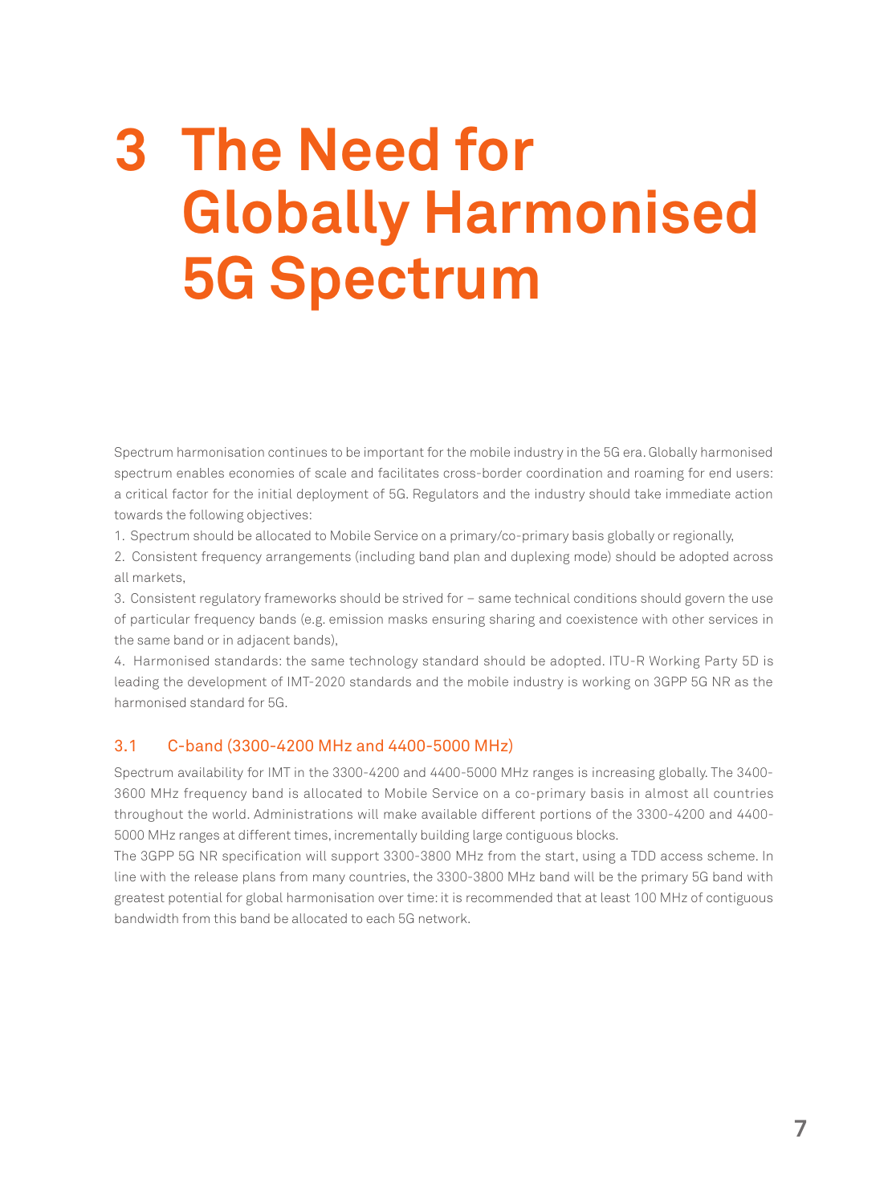# 3 The Need for Globally Harmonised 5G Spectrum

Spectrum harmonisation continues to be important for the mobile industry in the 5G era. Globally harmonised spectrum enables economies of scale and facilitates cross-border coordination and roaming for end users: a critical factor for the initial deployment of 5G. Regulators and the industry should take immediate action towards the following objectives:

1. Spectrum should be allocated to Mobile Service on a primary/co-primary basis globally or regionally,
2. Consistent frequency arrangements (including band plan and duplexing mode) should be adopted across all markets,
3. Consistent regulatory frameworks should be strived for – same technical conditions should govern the use of particular frequency bands (e.g. emission masks ensuring sharing and coexistence with other services in the same band or in adjacent bands),
4. Harmonised standards: the same technology standard should be adopted. ITU-R Working Party 5D is leading the development of IMT-2020 standards and the mobile industry is working on 3GPP 5G NR as the harmonised standard for 5G.

## 3.1 C-band (3300-4200 MHz and 4400-5000 MHz)

Spectrum availability for IMT in the 3300-4200 and 4400-5000 MHz ranges is increasing globally. The 3400-3600 MHz frequency band is allocated to Mobile Service on a co-primary basis in almost all countries throughout the world. Administrations will make available different portions of the 3300-4200 and 4400-5000 MHz ranges at different times, incrementally building large contiguous blocks.

The 3GPP 5G NR specification will support 3300-3800 MHz from the start, using a TDD access scheme. In line with the release plans from many countries, the 3300-3800 MHz band will be the primary 5G band with greatest potential for global harmonisation over time: it is recommended that at least 100 MHz of contiguous bandwidth from this band be allocated to each 5G network.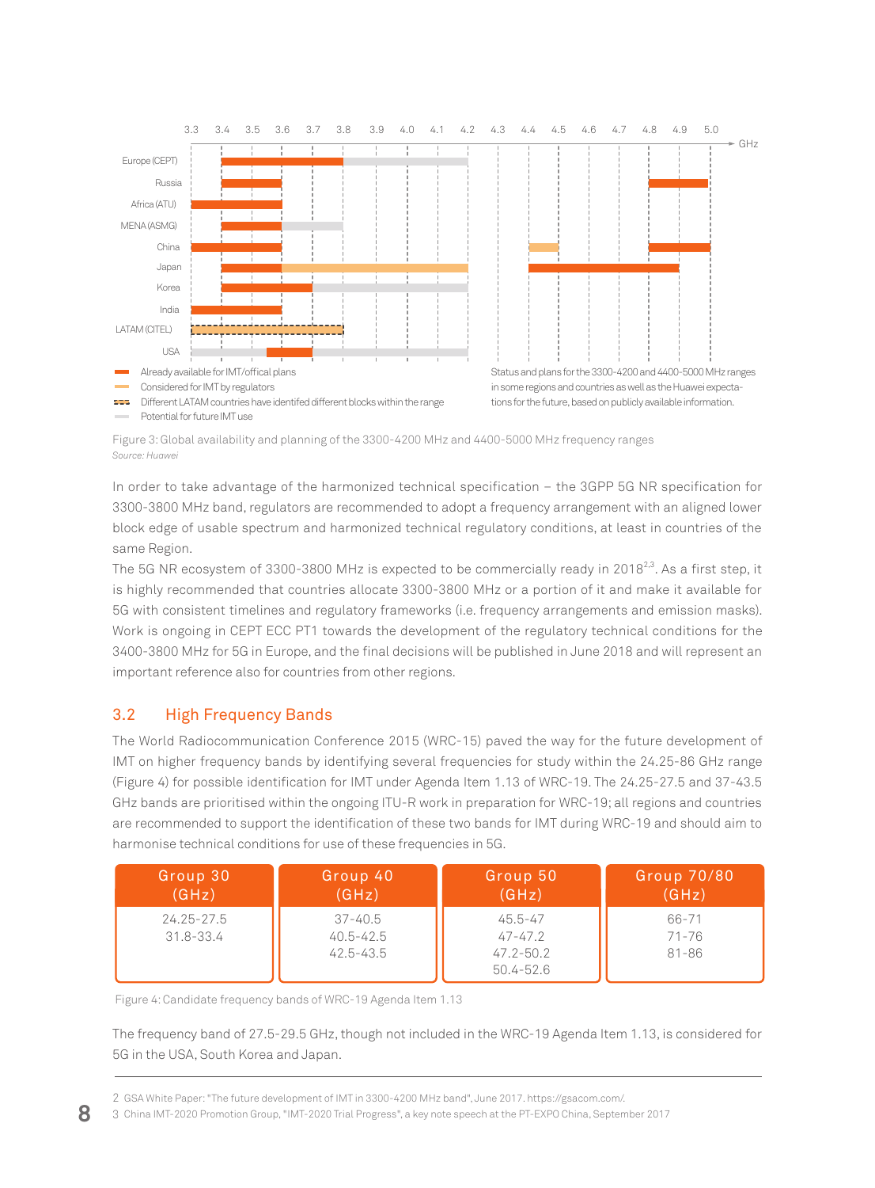Figure 3: Global availability and planning of the 3300-4200 MHz and 4400-5000 MHz frequency ranges

*Source: Huawei*

In order to take advantage of the harmonized technical specification – the 3GPP 5G NR specification for 3300-3800 MHz band, regulators are recommended to adopt a frequency arrangement with an aligned lower block edge of usable spectrum and harmonized technical regulatory conditions, at least in countries of the same Region.

The 5G NR ecosystem of 3300-3800 MHz is expected to be commercially ready in 2018[2,3]. As a first step, it is highly recommended that countries allocate 3300-3800 MHz or a portion of it and make it available for 5G with consistent timelines and regulatory frameworks (i.e. frequency arrangements and emission masks). Work is ongoing in CEPT ECC PT1 towards the development of the regulatory technical conditions for the 3400-3800 MHz for 5G in Europe, and the final decisions will be published in June 2018 and will represent an important reference also for countries from other regions.

## 3.2 High Frequency Bands

The World Radiocommunication Conference 2015 (WRC-15) paved the way for the future development of IMT on higher frequency bands by identifying several frequencies for study within the 24.25-86 GHz range (Figure 4) for possible identification for IMT under Agenda Item 1.13 of WRC-19. The 24.25-27.5 and 37-43.5 GHz bands are prioritised within the ongoing ITU-R work in preparation for WRC-19; all regions and countries are recommended to support the identification of these two bands for IMT during WRC-19 and should aim to harmonise technical conditions for use of these frequencies in 5G.

| Group 30 (GHz) | Group 40 (GHz) | Group 50 (GHz) | Group 70/80 (GHz) |
|---|---|---|---|
| 24.25-27.5<br>31.8-33.4 | 37-40.5<br>40.5-42.5<br>42.5-43.5 | 45.5-47<br>47-47.2<br>47.2-50.2<br>50.4-52.6 | 66-71<br>71-76<br>81-86 |

Figure 4: Candidate frequency bands of WRC-19 Agenda Item 1.13

The frequency band of 27.5-29.5 GHz, though not included in the WRC-19 Agenda Item 1.13, is considered for 5G in the USA, South Korea and Japan.

2 GSA White Paper: "The future development of IMT in 3300-4200 MHz band", June 2017. https://gsacom.com/.

3 China IMT-2020 Promotion Group, "IMT-2020 Trial Progress", a key note speech at the PT-EXPO China, September 2017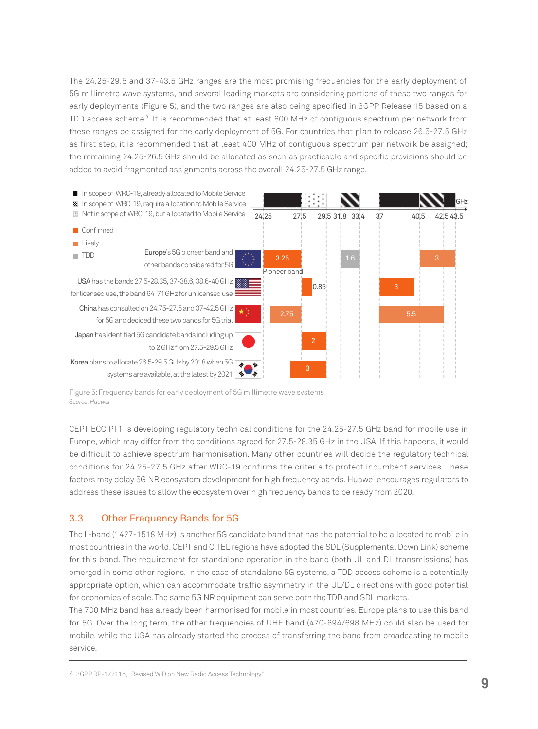The 24.25-29.5 and 37-43.5 GHz ranges are the most promising frequencies for the early deployment of 5G millimetre wave systems, and several leading markets are considering portions of these two ranges for early deployments (Figure 5), and the two ranges are also being specified in 3GPP Release 15 based on a TDD access scheme[4]. It is recommended that at least 800 MHz of contiguous spectrum per network from these ranges be assigned for the early deployment of 5G. For countries that plan to release 26.5-27.5 GHz as first step, it is recommended that at least 400 MHz of contiguous spectrum per network be assigned; the remaining 24.25-26.5 GHz should be allocated as soon as practicable and specific provisions should be added to avoid fragmented assignments across the overall 24.25-27.5 GHz range.

- In scope of WRC-19, already allocated to Mobile Service
- In scope of WRC-19, require allocation to Mobile Service
- Not in scope of WRC-19, but allocated to Mobile Service

- Confirmed
- Likely
- TBD

GHz: 24.25 | 27.5 | 29.5 | 31.8 | 33.4 | 37 | 40.5 | 42.5 | 43.5

**Europe**'s 5G pioneer band and other bands considered for 5G — 3.25 (Pioneer band), 1.6, 3

**USA** has the bands 27.5-28.35, 37-38.6, 38.6-40 GHz for licensed use, the band 64-71 GHz for unlicensed use — 0.85, 3

**China** has consulted on 24.75-27.5 and 37-42.5 GHz for 5G and decided these two bands for 5G trial — 2.75, 5.5

**Japan** has identified 5G candidate bands including up to 2 GHz from 27.5-29.5 GHz — 2

**Korea** plans to allocate 26.5-29.5 GHz by 2018 when 5G systems are available, at the latest by 2021 — 3

Figure 5: Frequency bands for early deployment of 5G millimetre wave systems

*Source: Huawei*

CEPT ECC PT1 is developing regulatory technical conditions for the 24.25-27.5 GHz band for mobile use in Europe, which may differ from the conditions agreed for 27.5-28.35 GHz in the USA. If this happens, it would be difficult to achieve spectrum harmonisation. Many other countries will decide the regulatory technical conditions for 24.25-27.5 GHz after WRC-19 confirms the criteria to protect incumbent services. These factors may delay 5G NR ecosystem development for high frequency bands. Huawei encourages regulators to address these issues to allow the ecosystem over high frequency bands to be ready from 2020.

## 3.3 Other Frequency Bands for 5G

The L-band (1427-1518 MHz) is another 5G candidate band that has the potential to be allocated to mobile in most countries in the world. CEPT and CITEL regions have adopted the SDL (Supplemental Down Link) scheme for this band. The requirement for standalone operation in the band (both UL and DL transmissions) has emerged in some other regions. In the case of standalone 5G systems, a TDD access scheme is a potentially appropriate option, which can accommodate traffic asymmetry in the UL/DL directions with good potential for economies of scale. The same 5G NR equipment can serve both the TDD and SDL markets.

The 700 MHz band has already been harmonised for mobile in most countries. Europe plans to use this band for 5G. Over the long term, the other frequencies of UHF band (470-694/698 MHz) could also be used for mobile, while the USA has already started the process of transferring the band from broadcasting to mobile service.

4 3GPP RP-172115, "Revised WID on New Radio Access Technology"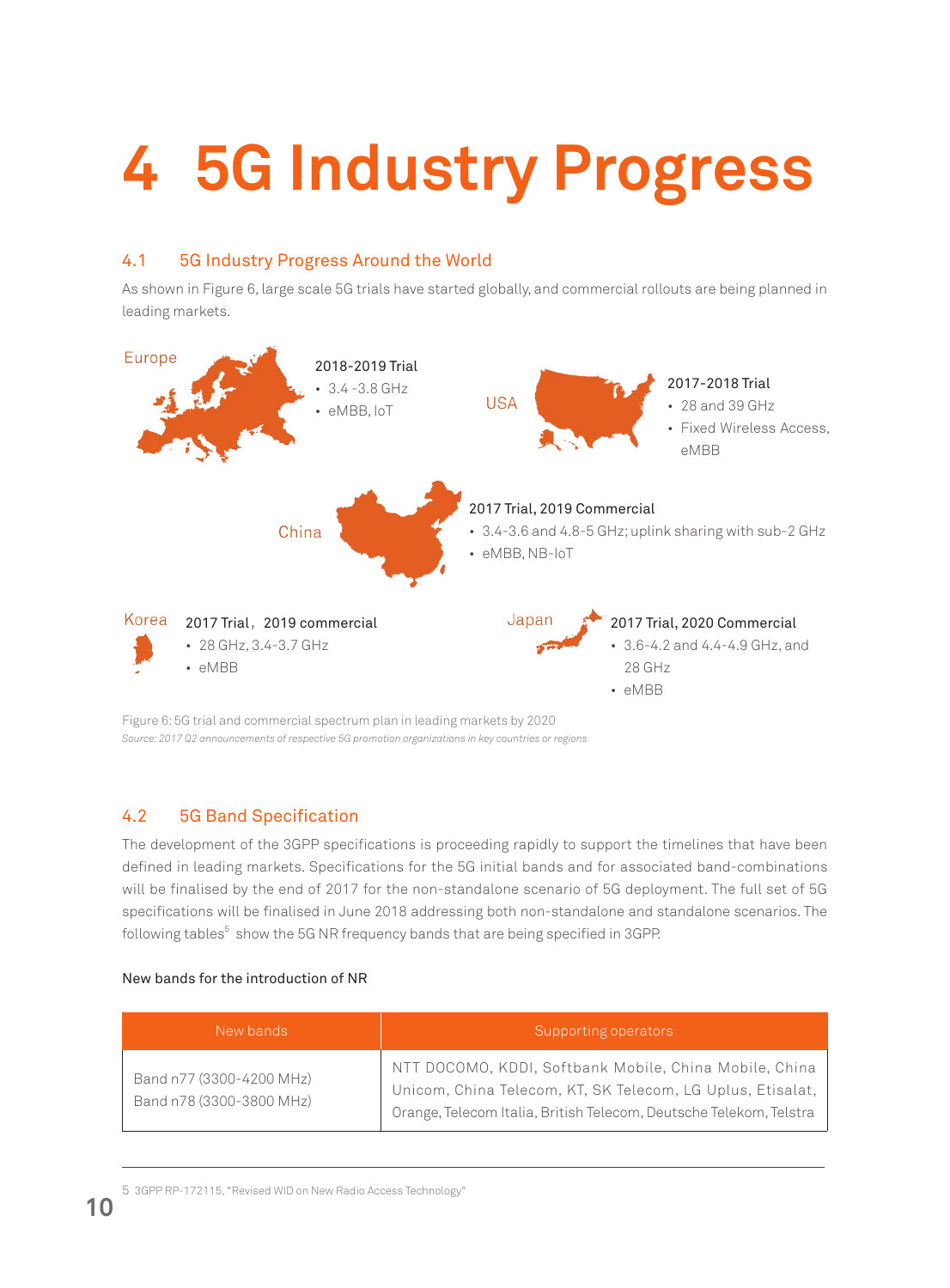# 4 5G Industry Progress

## 4.1 5G Industry Progress Around the World

As shown in Figure 6, large scale 5G trials have started globally, and commercial rollouts are being planned in leading markets.

Europe

2018-2019 Trial
- 3.4 -3.8 GHz
- eMBB, IoT

USA

2017-2018 Trial
- 28 and 39 GHz
- Fixed Wireless Access, eMBB

China

2017 Trial, 2019 Commercial
- 3.4-3.6 and 4.8-5 GHz; uplink sharing with sub-2 GHz
- eMBB, NB-IoT

Korea

2017 Trial，2019 commercial
- 28 GHz, 3.4-3.7 GHz
- eMBB

Japan

2017 Trial, 2020 Commercial
- 3.6-4.2 and 4.4-4.9 GHz, and 28 GHz
- eMBB

Figure 6: 5G trial and commercial spectrum plan in leading markets by 2020

*Source: 2017 Q2 announcements of respective 5G promotion organizations in key countries or regions*

## 4.2 5G Band Specification

The development of the 3GPP specifications is proceeding rapidly to support the timelines that have been defined in leading markets. Specifications for the 5G initial bands and for associated band-combinations will be finalised by the end of 2017 for the non-standalone scenario of 5G deployment. The full set of 5G specifications will be finalised in June 2018 addressing both non-standalone and standalone scenarios. The following tables[5] show the 5G NR frequency bands that are being specified in 3GPP.

New bands for the introduction of NR

| New bands | Supporting operators |
| --- | --- |
| Band n77 (3300-4200 MHz)<br>Band n78 (3300-3800 MHz) | NTT DOCOMO, KDDI, Softbank Mobile, China Mobile, China Unicom, China Telecom, KT, SK Telecom, LG Uplus, Etisalat, Orange, Telecom Italia, British Telecom, Deutsche Telekom, Telstra |

5 3GPP RP-172115, "Revised WID on New Radio Access Technology"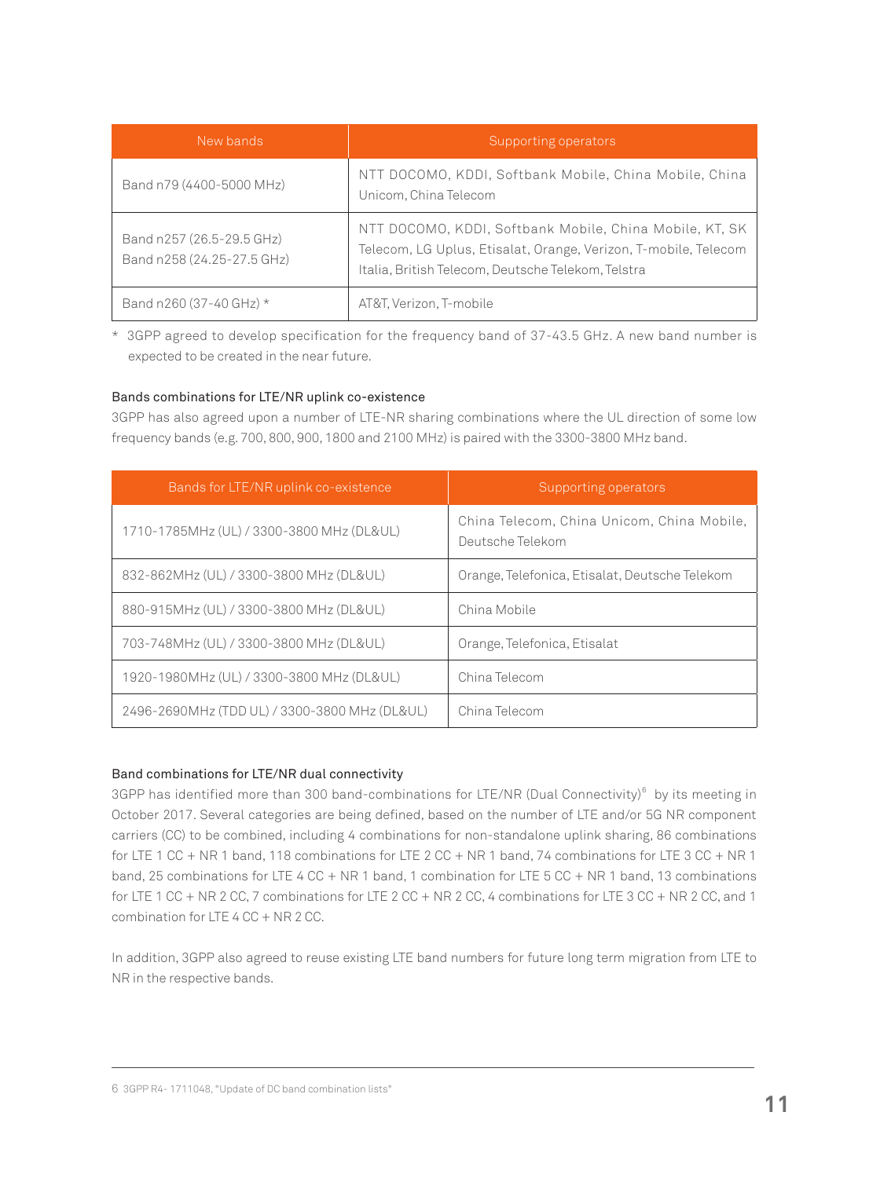| New bands | Supporting operators |
| --- | --- |
| Band n79 (4400-5000 MHz) | NTT DOCOMO, KDDI, Softbank Mobile, China Mobile, China Unicom, China Telecom |
| Band n257 (26.5-29.5 GHz)<br>Band n258 (24.25-27.5 GHz) | NTT DOCOMO, KDDI, Softbank Mobile, China Mobile, KT, SK Telecom, LG Uplus, Etisalat, Orange, Verizon, T-mobile, Telecom Italia, British Telecom, Deutsche Telekom, Telstra |
| Band n260 (37-40 GHz) * | AT&T, Verizon, T-mobile |

\* 3GPP agreed to develop specification for the frequency band of 37-43.5 GHz. A new band number is expected to be created in the near future.

#### Bands combinations for LTE/NR uplink co-existence

3GPP has also agreed upon a number of LTE-NR sharing combinations where the UL direction of some low frequency bands (e.g. 700, 800, 900, 1800 and 2100 MHz) is paired with the 3300-3800 MHz band.

| Bands for LTE/NR uplink co-existence | Supporting operators |
| --- | --- |
| 1710-1785MHz (UL) / 3300-3800 MHz (DL&UL) | China Telecom, China Unicom, China Mobile, Deutsche Telekom |
| 832-862MHz (UL) / 3300-3800 MHz (DL&UL) | Orange, Telefonica, Etisalat, Deutsche Telekom |
| 880-915MHz (UL) / 3300-3800 MHz (DL&UL) | China Mobile |
| 703-748MHz (UL) / 3300-3800 MHz (DL&UL) | Orange, Telefonica, Etisalat |
| 1920-1980MHz (UL) / 3300-3800 MHz (DL&UL) | China Telecom |
| 2496-2690MHz (TDD UL) / 3300-3800 MHz (DL&UL) | China Telecom |

#### Band combinations for LTE/NR dual connectivity

3GPP has identified more than 300 band-combinations for LTE/NR (Dual Connectivity)[6] by its meeting in October 2017. Several categories are being defined, based on the number of LTE and/or 5G NR component carriers (CC) to be combined, including 4 combinations for non-standalone uplink sharing, 86 combinations for LTE 1 CC + NR 1 band, 118 combinations for LTE 2 CC + NR 1 band, 74 combinations for LTE 3 CC + NR 1 band, 25 combinations for LTE 4 CC + NR 1 band, 1 combination for LTE 5 CC + NR 1 band, 13 combinations for LTE 1 CC + NR 2 CC, 7 combinations for LTE 2 CC + NR 2 CC, 4 combinations for LTE 3 CC + NR 2 CC, and 1 combination for LTE 4 CC + NR 2 CC.

In addition, 3GPP also agreed to reuse existing LTE band numbers for future long term migration from LTE to NR in the respective bands.

6 3GPP R4- 1711048, "Update of DC band combination lists"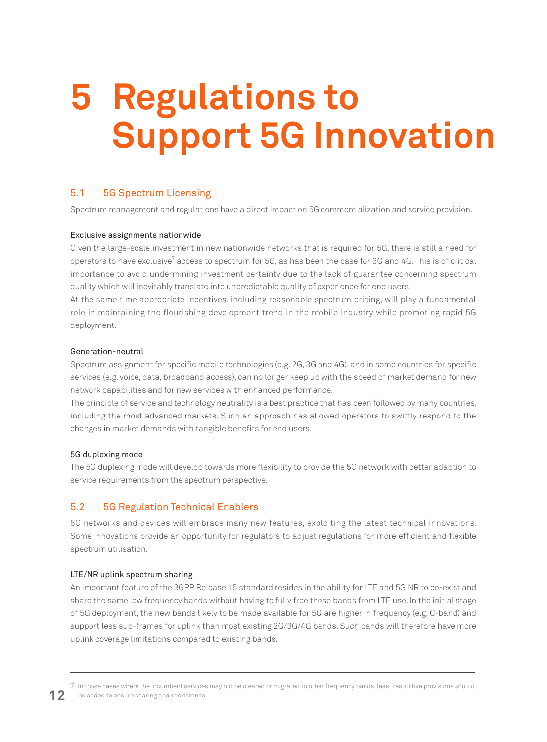# 5 Regulations to Support 5G Innovation

## 5.1 5G Spectrum Licensing

Spectrum management and regulations have a direct impact on 5G commercialization and service provision.

### Exclusive assignments nationwide

Given the large-scale investment in new nationwide networks that is required for 5G, there is still a need for operators to have exclusive[7] access to spectrum for 5G, as has been the case for 3G and 4G. This is of critical importance to avoid undermining investment certainty due to the lack of guarantee concerning spectrum quality which will inevitably translate into unpredictable quality of experience for end users.

At the same time appropriate incentives, including reasonable spectrum pricing, will play a fundamental role in maintaining the flourishing development trend in the mobile industry while promoting rapid 5G deployment.

### Generation-neutral

Spectrum assignment for specific mobile technologies (e.g. 2G, 3G and 4G), and in some countries for specific services (e.g. voice, data, broadband access), can no longer keep up with the speed of market demand for new network capabilities and for new services with enhanced performance.

The principle of service and technology neutrality is a best practice that has been followed by many countries, including the most advanced markets. Such an approach has allowed operators to swiftly respond to the changes in market demands with tangible benefits for end users.

### 5G duplexing mode

The 5G duplexing mode will develop towards more flexibility to provide the 5G network with better adaption to service requirements from the spectrum perspective.

## 5.2 5G Regulation Technical Enablers

5G networks and devices will embrace many new features, exploiting the latest technical innovations. Some innovations provide an opportunity for regulators to adjust regulations for more efficient and flexible spectrum utilisation.

### LTE/NR uplink spectrum sharing

An important feature of the 3GPP Release 15 standard resides in the ability for LTE and 5G NR to co-exist and share the same low frequency bands without having to fully free those bands from LTE use. In the initial stage of 5G deployment, the new bands likely to be made available for 5G are higher in frequency (e.g. C-band) and support less sub-frames for uplink than most existing 2G/3G/4G bands. Such bands will therefore have more uplink coverage limitations compared to existing bands.

---

7 In those cases where the incumbent services may not be cleared or migrated to other frequency bands, least restrictive provisions should be added to ensure sharing and coexistence.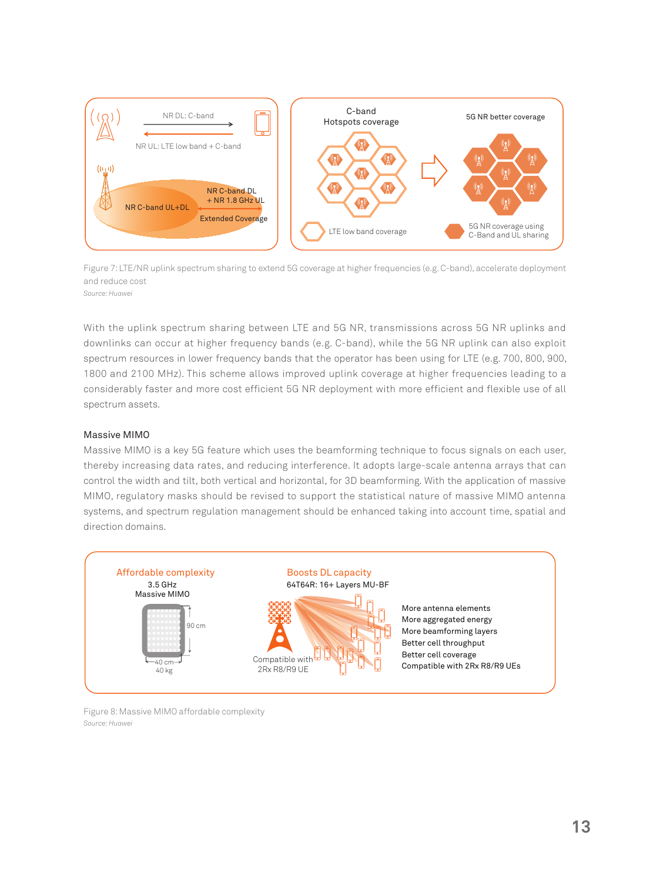Figure 7: LTE/NR uplink spectrum sharing to extend 5G coverage at higher frequencies (e.g. C-band), accelerate deployment and reduce cost

*Source: Huawei*

With the uplink spectrum sharing between LTE and 5G NR, transmissions across 5G NR uplinks and downlinks can occur at higher frequency bands (e.g. C-band), while the 5G NR uplink can also exploit spectrum resources in lower frequency bands that the operator has been using for LTE (e.g. 700, 800, 900, 1800 and 2100 MHz). This scheme allows improved uplink coverage at higher frequencies leading to a considerably faster and more cost efficient 5G NR deployment with more efficient and flexible use of all spectrum assets.

### Massive MIMO

Massive MIMO is a key 5G feature which uses the beamforming technique to focus signals on each user, thereby increasing data rates, and reducing interference. It adopts large-scale antenna arrays that can control the width and tilt, both vertical and horizontal, for 3D beamforming. With the application of massive MIMO, regulatory masks should be revised to support the statistical nature of massive MIMO antenna systems, and spectrum regulation management should be enhanced taking into account time, spatial and direction domains.

Figure 8: Massive MIMO affordable complexity

*Source: Huawei*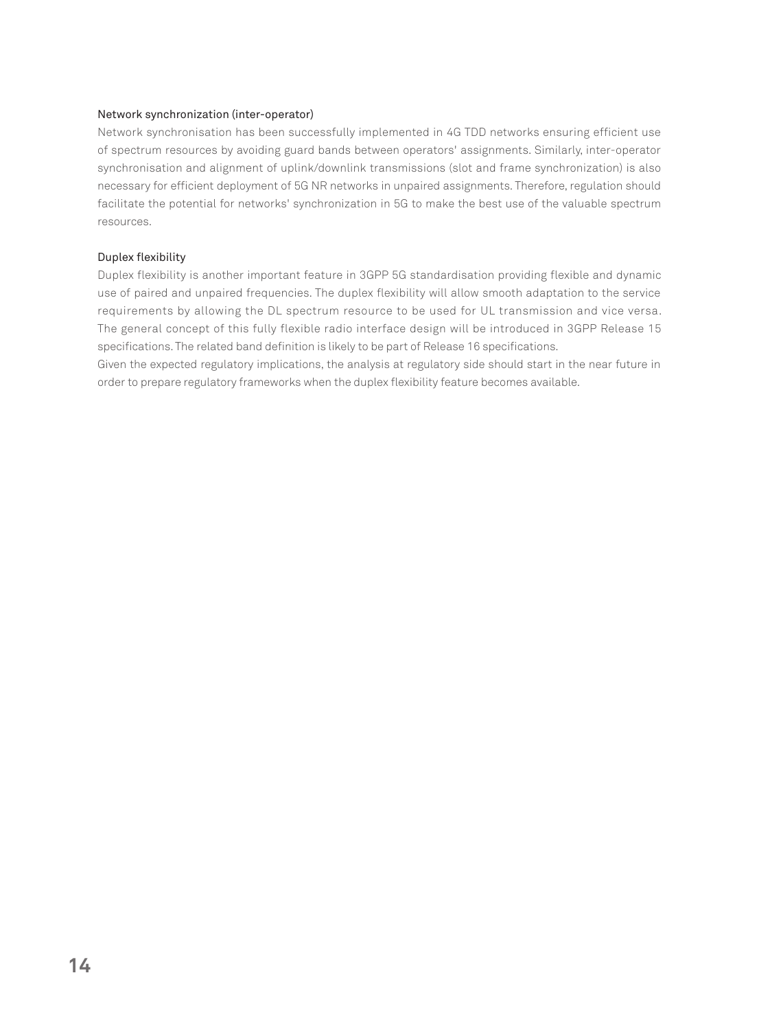### Network synchronization (inter-operator)

Network synchronisation has been successfully implemented in 4G TDD networks ensuring efficient use of spectrum resources by avoiding guard bands between operators' assignments. Similarly, inter-operator synchronisation and alignment of uplink/downlink transmissions (slot and frame synchronization) is also necessary for efficient deployment of 5G NR networks in unpaired assignments. Therefore, regulation should facilitate the potential for networks' synchronization in 5G to make the best use of the valuable spectrum resources.

### Duplex flexibility

Duplex flexibility is another important feature in 3GPP 5G standardisation providing flexible and dynamic use of paired and unpaired frequencies. The duplex flexibility will allow smooth adaptation to the service requirements by allowing the DL spectrum resource to be used for UL transmission and vice versa. The general concept of this fully flexible radio interface design will be introduced in 3GPP Release 15 specifications. The related band definition is likely to be part of Release 16 specifications.

Given the expected regulatory implications, the analysis at regulatory side should start in the near future in order to prepare regulatory frameworks when the duplex flexibility feature becomes available.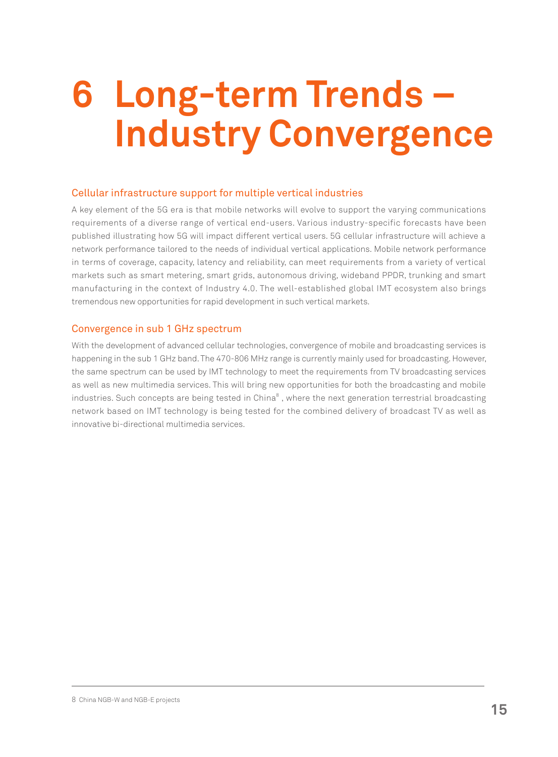# 6 Long-term Trends – Industry Convergence

## Cellular infrastructure support for multiple vertical industries

A key element of the 5G era is that mobile networks will evolve to support the varying communications requirements of a diverse range of vertical end-users. Various industry-specific forecasts have been published illustrating how 5G will impact different vertical users. 5G cellular infrastructure will achieve a network performance tailored to the needs of individual vertical applications. Mobile network performance in terms of coverage, capacity, latency and reliability, can meet requirements from a variety of vertical markets such as smart metering, smart grids, autonomous driving, wideband PPDR, trunking and smart manufacturing in the context of Industry 4.0. The well-established global IMT ecosystem also brings tremendous new opportunities for rapid development in such vertical markets.

## Convergence in sub 1 GHz spectrum

With the development of advanced cellular technologies, convergence of mobile and broadcasting services is happening in the sub 1 GHz band. The 470-806 MHz range is currently mainly used for broadcasting. However, the same spectrum can be used by IMT technology to meet the requirements from TV broadcasting services as well as new multimedia services. This will bring new opportunities for both the broadcasting and mobile industries. Such concepts are being tested in China[8] , where the next generation terrestrial broadcasting network based on IMT technology is being tested for the combined delivery of broadcast TV as well as innovative bi-directional multimedia services.

---

8 China NGB-W and NGB-E projects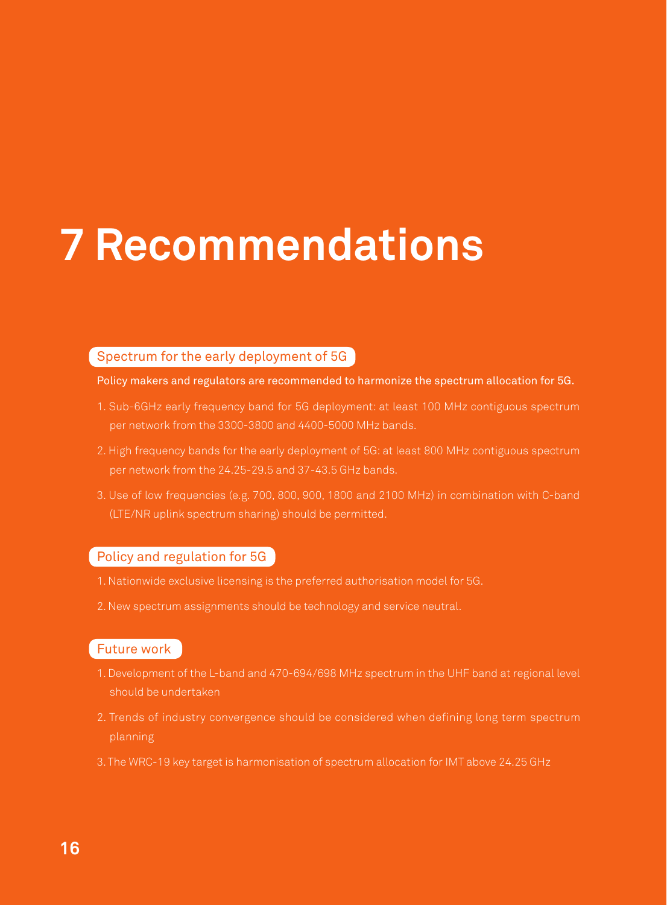# 7 Recommendations

## Spectrum for the early deployment of 5G

Policy makers and regulators are recommended to harmonize the spectrum allocation for 5G.

1. Sub-6GHz early frequency band for 5G deployment: at least 100 MHz contiguous spectrum per network from the 3300-3800 and 4400-5000 MHz bands.
2. High frequency bands for the early deployment of 5G: at least 800 MHz contiguous spectrum per network from the 24.25-29.5 and 37-43.5 GHz bands.
3. Use of low frequencies (e.g. 700, 800, 900, 1800 and 2100 MHz) in combination with C-band (LTE/NR uplink spectrum sharing) should be permitted.

## Policy and regulation for 5G

1. Nationwide exclusive licensing is the preferred authorisation model for 5G.
2. New spectrum assignments should be technology and service neutral.

## Future work

1. Development of the L-band and 470-694/698 MHz spectrum in the UHF band at regional level should be undertaken
2. Trends of industry convergence should be considered when defining long term spectrum planning
3. The WRC-19 key target is harmonisation of spectrum allocation for IMT above 24.25 GHz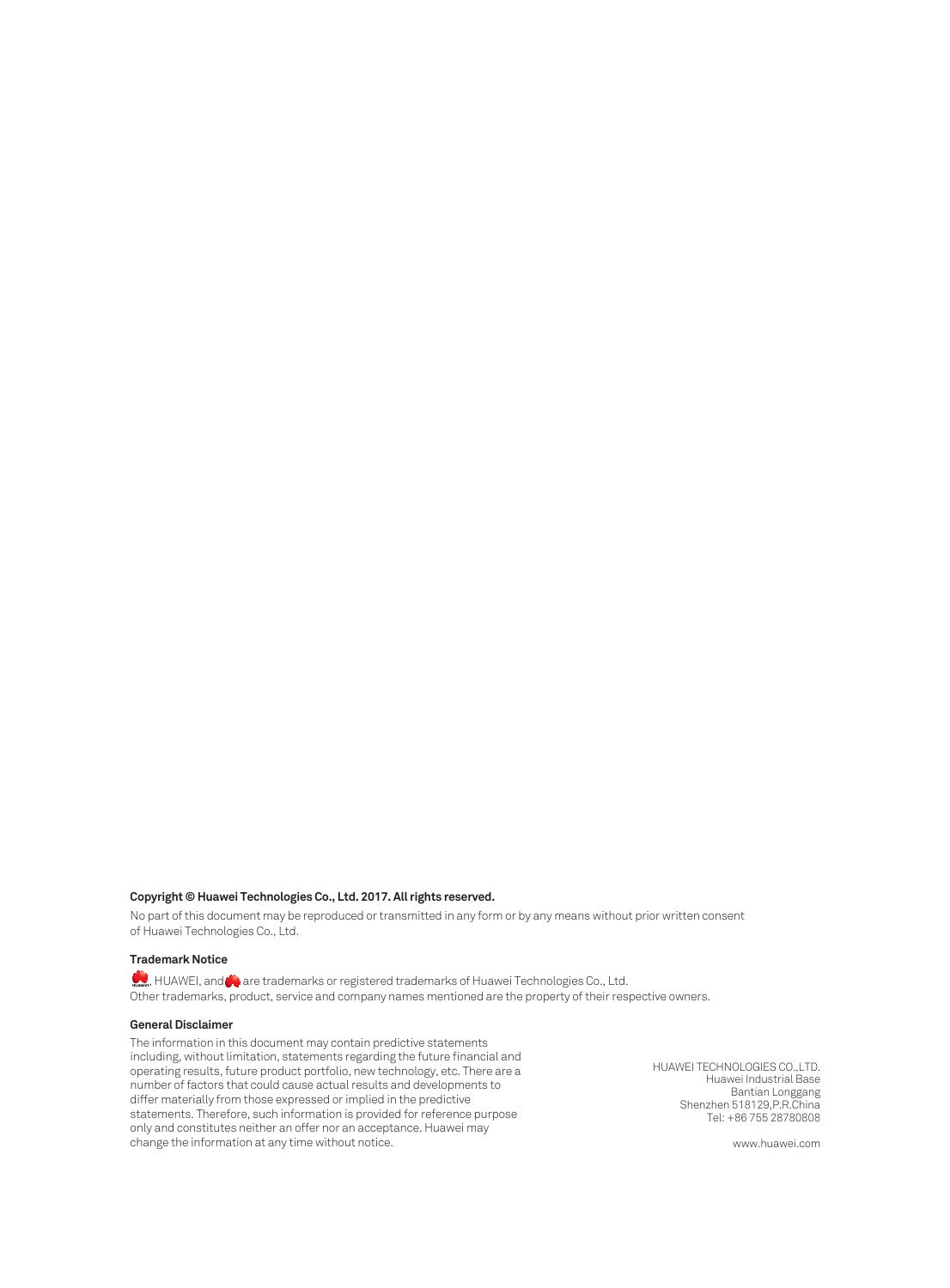**Copyright © Huawei Technologies Co., Ltd. 2017. All rights reserved.**

No part of this document may be reproduced or transmitted in any form or by any means without prior written consent of Huawei Technologies Co., Ltd.

**Trademark Notice**

HUAWEI, and are trademarks or registered trademarks of Huawei Technologies Co., Ltd.
Other trademarks, product, service and company names mentioned are the property of their respective owners.

**General Disclaimer**

The information in this document may contain predictive statements including, without limitation, statements regarding the future financial and operating results, future product portfolio, new technology, etc. There are a number of factors that could cause actual results and developments to differ materially from those expressed or implied in the predictive statements. Therefore, such information is provided for reference purpose only and constitutes neither an offer nor an acceptance. Huawei may change the information at any time without notice.

HUAWEI TECHNOLOGIES CO.,LTD.
Huawei Industrial Base
Bantian Longgang
Shenzhen 518129,P.R.China
Tel: +86 755 28780808

www.huawei.com